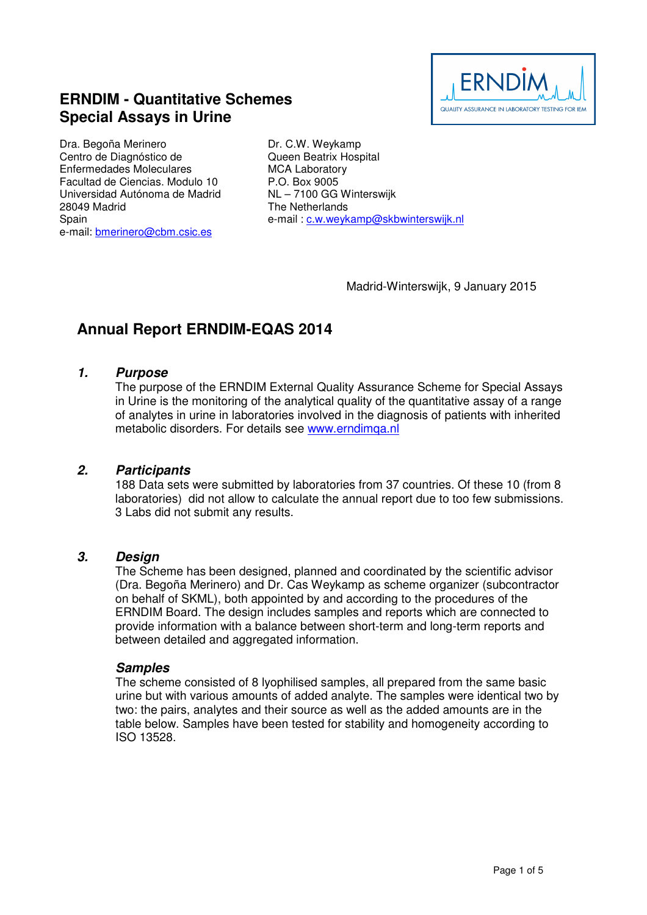# ERNDIM - Quantitative Schemes
# Special Assays in Urine

Dra. Begoña Merinero
Centro de Diagnóstico de Enfermedades Moleculares
Facultad de Ciencias. Modulo 10
Universidad Autónoma de Madrid
28049 Madrid
Spain
e-mail: bmerinero@cbm.csic.es

Dr. C.W. Weykamp
Queen Beatrix Hospital
MCA Laboratory
P.O. Box 9005
NL – 7100 GG Winterswijk
The Netherlands
e-mail : c.w.weykamp@skbwinterswijk.nl

Madrid-Winterswijk, 9 January 2015

## Annual Report ERNDIM-EQAS 2014

### *1. Purpose*

The purpose of the ERNDIM External Quality Assurance Scheme for Special Assays in Urine is the monitoring of the analytical quality of the quantitative assay of a range of analytes in urine in laboratories involved in the diagnosis of patients with inherited metabolic disorders. For details see www.erndimqa.nl

### *2. Participants*

188 Data sets were submitted by laboratories from 37 countries. Of these 10 (from 8 laboratories) did not allow to calculate the annual report due to too few submissions. 3 Labs did not submit any results.

### *3. Design*

The Scheme has been designed, planned and coordinated by the scientific advisor (Dra. Begoña Merinero) and Dr. Cas Weykamp as scheme organizer (subcontractor on behalf of SKML), both appointed by and according to the procedures of the ERNDIM Board. The design includes samples and reports which are connected to provide information with a balance between short-term and long-term reports and between detailed and aggregated information.

#### *Samples*

The scheme consisted of 8 lyophilised samples, all prepared from the same basic urine but with various amounts of added analyte. The samples were identical two by two: the pairs, analytes and their source as well as the added amounts are in the table below. Samples have been tested for stability and homogeneity according to ISO 13528.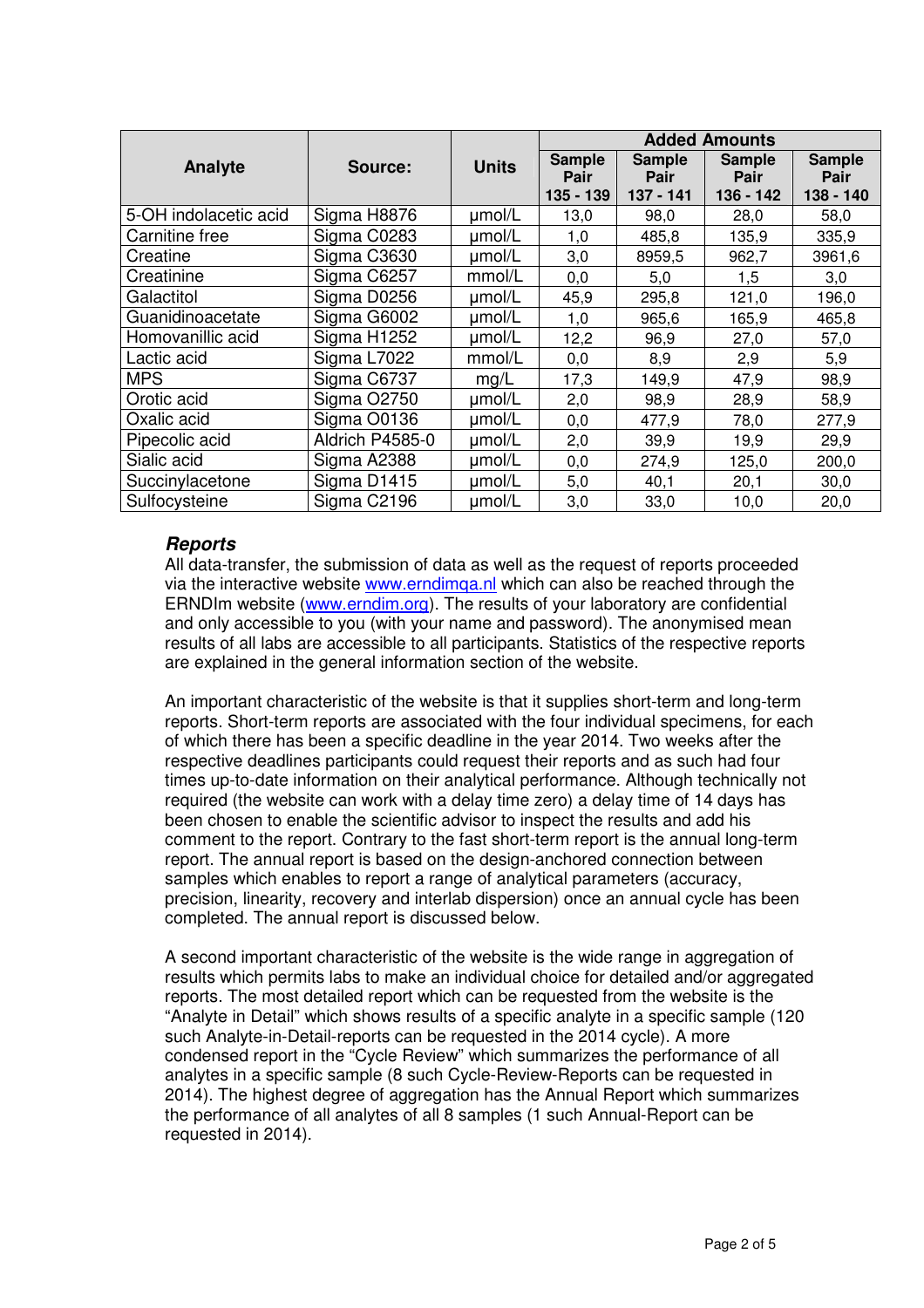| Analyte | Source: | Units | Added Amounts | | | |
|---|---|---|---|---|---|---|
| | | | Sample Pair 135 - 139 | Sample Pair 137 - 141 | Sample Pair 136 - 142 | Sample Pair 138 - 140 |
| 5-OH indolacetic acid | Sigma H8876 | µmol/L | 13,0 | 98,0 | 28,0 | 58,0 |
| Carnitine free | Sigma C0283 | µmol/L | 1,0 | 485,8 | 135,9 | 335,9 |
| Creatine | Sigma C3630 | µmol/L | 3,0 | 8959,5 | 962,7 | 3961,6 |
| Creatinine | Sigma C6257 | mmol/L | 0,0 | 5,0 | 1,5 | 3,0 |
| Galactitol | Sigma D0256 | µmol/L | 45,9 | 295,8 | 121,0 | 196,0 |
| Guanidinoacetate | Sigma G6002 | µmol/L | 1,0 | 965,6 | 165,9 | 465,8 |
| Homovanillic acid | Sigma H1252 | µmol/L | 12,2 | 96,9 | 27,0 | 57,0 |
| Lactic acid | Sigma L7022 | mmol/L | 0,0 | 8,9 | 2,9 | 5,9 |
| MPS | Sigma C6737 | mg/L | 17,3 | 149,9 | 47,9 | 98,9 |
| Orotic acid | Sigma O2750 | µmol/L | 2,0 | 98,9 | 28,9 | 58,9 |
| Oxalic acid | Sigma O0136 | µmol/L | 0,0 | 477,9 | 78,0 | 277,9 |
| Pipecolic acid | Aldrich P4585-0 | µmol/L | 2,0 | 39,9 | 19,9 | 29,9 |
| Sialic acid | Sigma A2388 | µmol/L | 0,0 | 274,9 | 125,0 | 200,0 |
| Succinylacetone | Sigma D1415 | µmol/L | 5,0 | 40,1 | 20,1 | 30,0 |
| Sulfocysteine | Sigma C2196 | µmol/L | 3,0 | 33,0 | 10,0 | 20,0 |

### *Reports*

All data-transfer, the submission of data as well as the request of reports proceeded via the interactive website www.erndimqa.nl which can also be reached through the ERNDIm website (www.erndim.org). The results of your laboratory are confidential and only accessible to you (with your name and password). The anonymised mean results of all labs are accessible to all participants. Statistics of the respective reports are explained in the general information section of the website.

An important characteristic of the website is that it supplies short-term and long-term reports. Short-term reports are associated with the four individual specimens, for each of which there has been a specific deadline in the year 2014. Two weeks after the respective deadlines participants could request their reports and as such had four times up-to-date information on their analytical performance. Although technically not required (the website can work with a delay time zero) a delay time of 14 days has been chosen to enable the scientific advisor to inspect the results and add his comment to the report. Contrary to the fast short-term report is the annual long-term report. The annual report is based on the design-anchored connection between samples which enables to report a range of analytical parameters (accuracy, precision, linearity, recovery and interlab dispersion) once an annual cycle has been completed. The annual report is discussed below.

A second important characteristic of the website is the wide range in aggregation of results which permits labs to make an individual choice for detailed and/or aggregated reports. The most detailed report which can be requested from the website is the "Analyte in Detail" which shows results of a specific analyte in a specific sample (120 such Analyte-in-Detail-reports can be requested in the 2014 cycle). A more condensed report in the "Cycle Review" which summarizes the performance of all analytes in a specific sample (8 such Cycle-Review-Reports can be requested in 2014). The highest degree of aggregation has the Annual Report which summarizes the performance of all analytes of all 8 samples (1 such Annual-Report can be requested in 2014).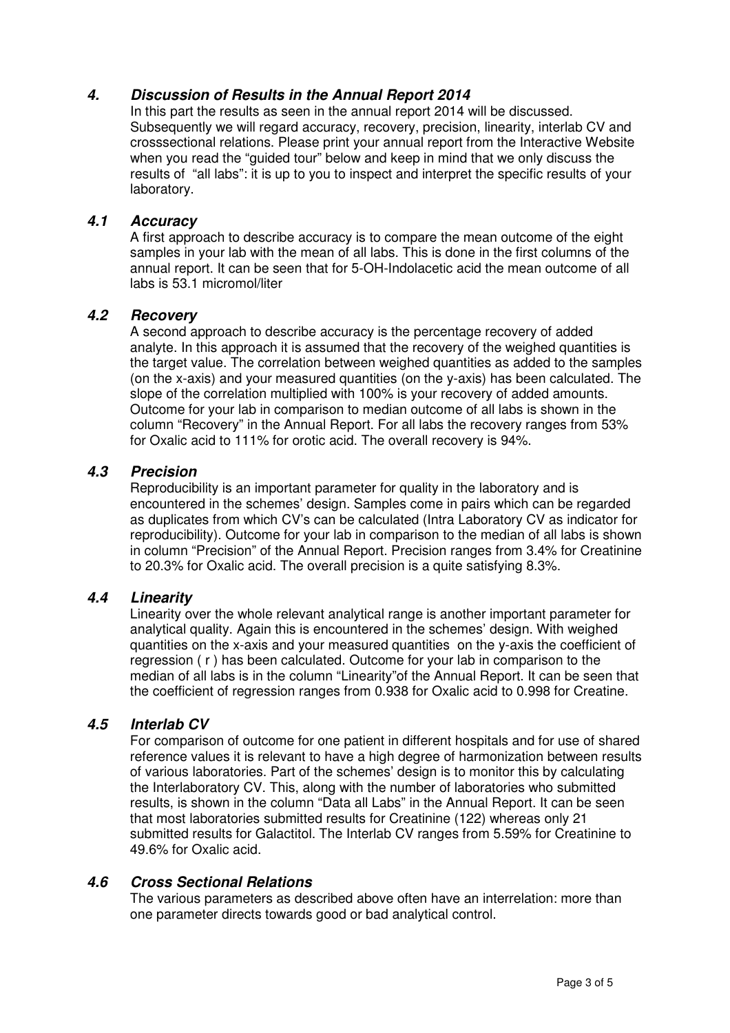## *4. Discussion of Results in the Annual Report 2014*

In this part the results as seen in the annual report 2014 will be discussed. Subsequently we will regard accuracy, recovery, precision, linearity, interlab CV and crosssectional relations. Please print your annual report from the Interactive Website when you read the "guided tour" below and keep in mind that we only discuss the results of "all labs": it is up to you to inspect and interpret the specific results of your laboratory.

### *4.1 Accuracy*

A first approach to describe accuracy is to compare the mean outcome of the eight samples in your lab with the mean of all labs. This is done in the first columns of the annual report. It can be seen that for 5-OH-Indolacetic acid the mean outcome of all labs is 53.1 micromol/liter

### *4.2 Recovery*

A second approach to describe accuracy is the percentage recovery of added analyte. In this approach it is assumed that the recovery of the weighed quantities is the target value. The correlation between weighed quantities as added to the samples (on the x-axis) and your measured quantities (on the y-axis) has been calculated. The slope of the correlation multiplied with 100% is your recovery of added amounts. Outcome for your lab in comparison to median outcome of all labs is shown in the column "Recovery" in the Annual Report. For all labs the recovery ranges from 53% for Oxalic acid to 111% for orotic acid. The overall recovery is 94%.

### *4.3 Precision*

Reproducibility is an important parameter for quality in the laboratory and is encountered in the schemes' design. Samples come in pairs which can be regarded as duplicates from which CV's can be calculated (Intra Laboratory CV as indicator for reproducibility). Outcome for your lab in comparison to the median of all labs is shown in column "Precision" of the Annual Report. Precision ranges from 3.4% for Creatinine to 20.3% for Oxalic acid. The overall precision is a quite satisfying 8.3%.

### *4.4 Linearity*

Linearity over the whole relevant analytical range is another important parameter for analytical quality. Again this is encountered in the schemes' design. With weighed quantities on the x-axis and your measured quantities on the y-axis the coefficient of regression ( r ) has been calculated. Outcome for your lab in comparison to the median of all labs is in the column "Linearity"of the Annual Report. It can be seen that the coefficient of regression ranges from 0.938 for Oxalic acid to 0.998 for Creatine.

### *4.5 Interlab CV*

For comparison of outcome for one patient in different hospitals and for use of shared reference values it is relevant to have a high degree of harmonization between results of various laboratories. Part of the schemes' design is to monitor this by calculating the Interlaboratory CV. This, along with the number of laboratories who submitted results, is shown in the column "Data all Labs" in the Annual Report. It can be seen that most laboratories submitted results for Creatinine (122) whereas only 21 submitted results for Galactitol. The Interlab CV ranges from 5.59% for Creatinine to 49.6% for Oxalic acid.

### *4.6 Cross Sectional Relations*

The various parameters as described above often have an interrelation: more than one parameter directs towards good or bad analytical control.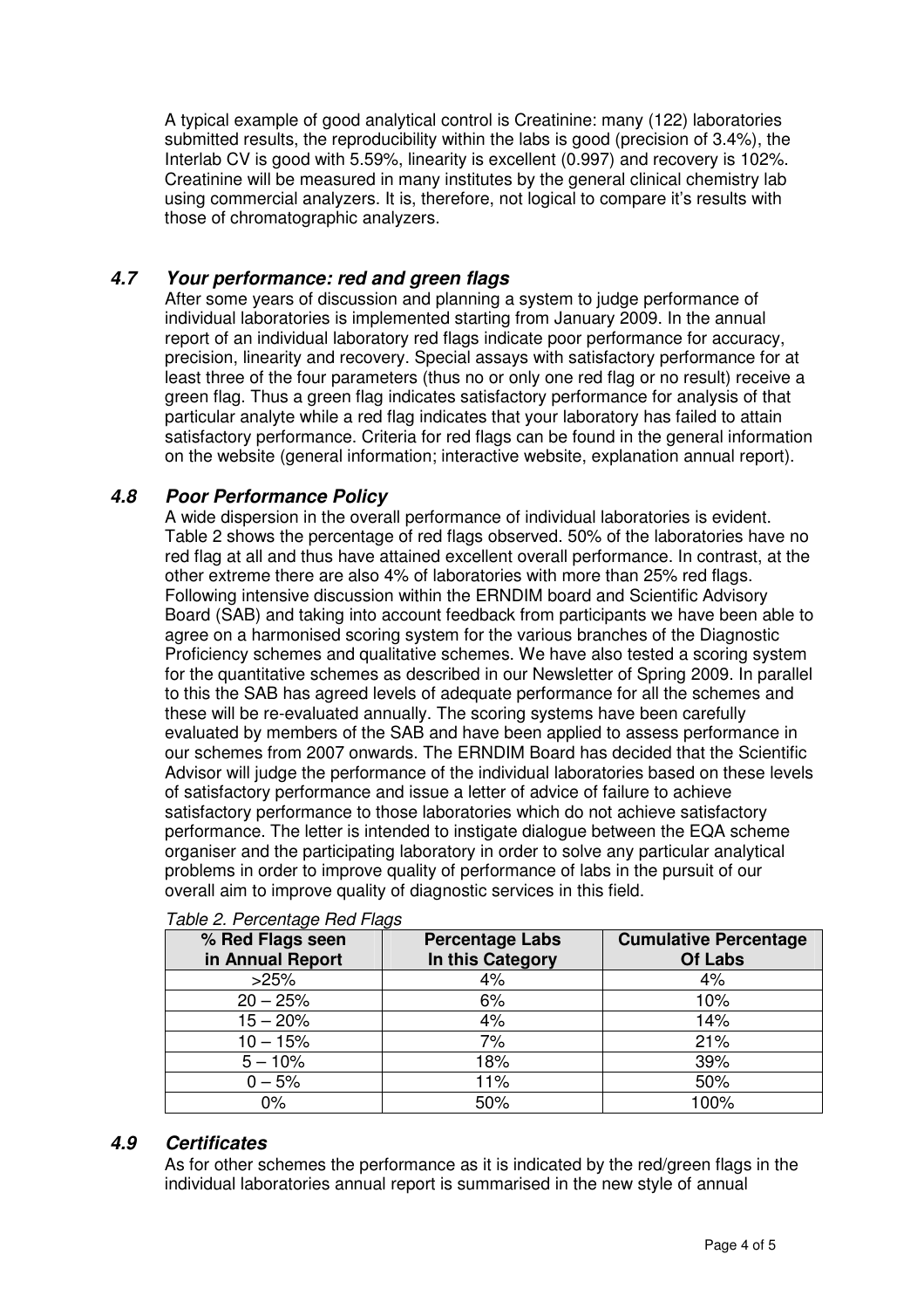A typical example of good analytical control is Creatinine: many (122) laboratories submitted results, the reproducibility within the labs is good (precision of 3.4%), the Interlab CV is good with 5.59%, linearity is excellent (0.997) and recovery is 102%. Creatinine will be measured in many institutes by the general clinical chemistry lab using commercial analyzers. It is, therefore, not logical to compare it's results with those of chromatographic analyzers.

### *4.7 Your performance: red and green flags*

After some years of discussion and planning a system to judge performance of individual laboratories is implemented starting from January 2009. In the annual report of an individual laboratory red flags indicate poor performance for accuracy, precision, linearity and recovery. Special assays with satisfactory performance for at least three of the four parameters (thus no or only one red flag or no result) receive a green flag. Thus a green flag indicates satisfactory performance for analysis of that particular analyte while a red flag indicates that your laboratory has failed to attain satisfactory performance. Criteria for red flags can be found in the general information on the website (general information; interactive website, explanation annual report).

### *4.8 Poor Performance Policy*

A wide dispersion in the overall performance of individual laboratories is evident. Table 2 shows the percentage of red flags observed. 50% of the laboratories have no red flag at all and thus have attained excellent overall performance. In contrast, at the other extreme there are also 4% of laboratories with more than 25% red flags. Following intensive discussion within the ERNDIM board and Scientific Advisory Board (SAB) and taking into account feedback from participants we have been able to agree on a harmonised scoring system for the various branches of the Diagnostic Proficiency schemes and qualitative schemes. We have also tested a scoring system for the quantitative schemes as described in our Newsletter of Spring 2009. In parallel to this the SAB has agreed levels of adequate performance for all the schemes and these will be re-evaluated annually. The scoring systems have been carefully evaluated by members of the SAB and have been applied to assess performance in our schemes from 2007 onwards. The ERNDIM Board has decided that the Scientific Advisor will judge the performance of the individual laboratories based on these levels of satisfactory performance and issue a letter of advice of failure to achieve satisfactory performance to those laboratories which do not achieve satisfactory performance. The letter is intended to instigate dialogue between the EQA scheme organiser and the participating laboratory in order to solve any particular analytical problems in order to improve quality of performance of labs in the pursuit of our overall aim to improve quality of diagnostic services in this field.

*Table 2. Percentage Red Flags*

| % Red Flags seen in Annual Report | Percentage Labs In this Category | Cumulative Percentage Of Labs |
|---|---|---|
| >25% | 4% | 4% |
| 20 – 25% | 6% | 10% |
| 15 – 20% | 4% | 14% |
| 10 – 15% | 7% | 21% |
| 5 – 10% | 18% | 39% |
| 0 – 5% | 11% | 50% |
| 0% | 50% | 100% |

### *4.9 Certificates*

As for other schemes the performance as it is indicated by the red/green flags in the individual laboratories annual report is summarised in the new style of annual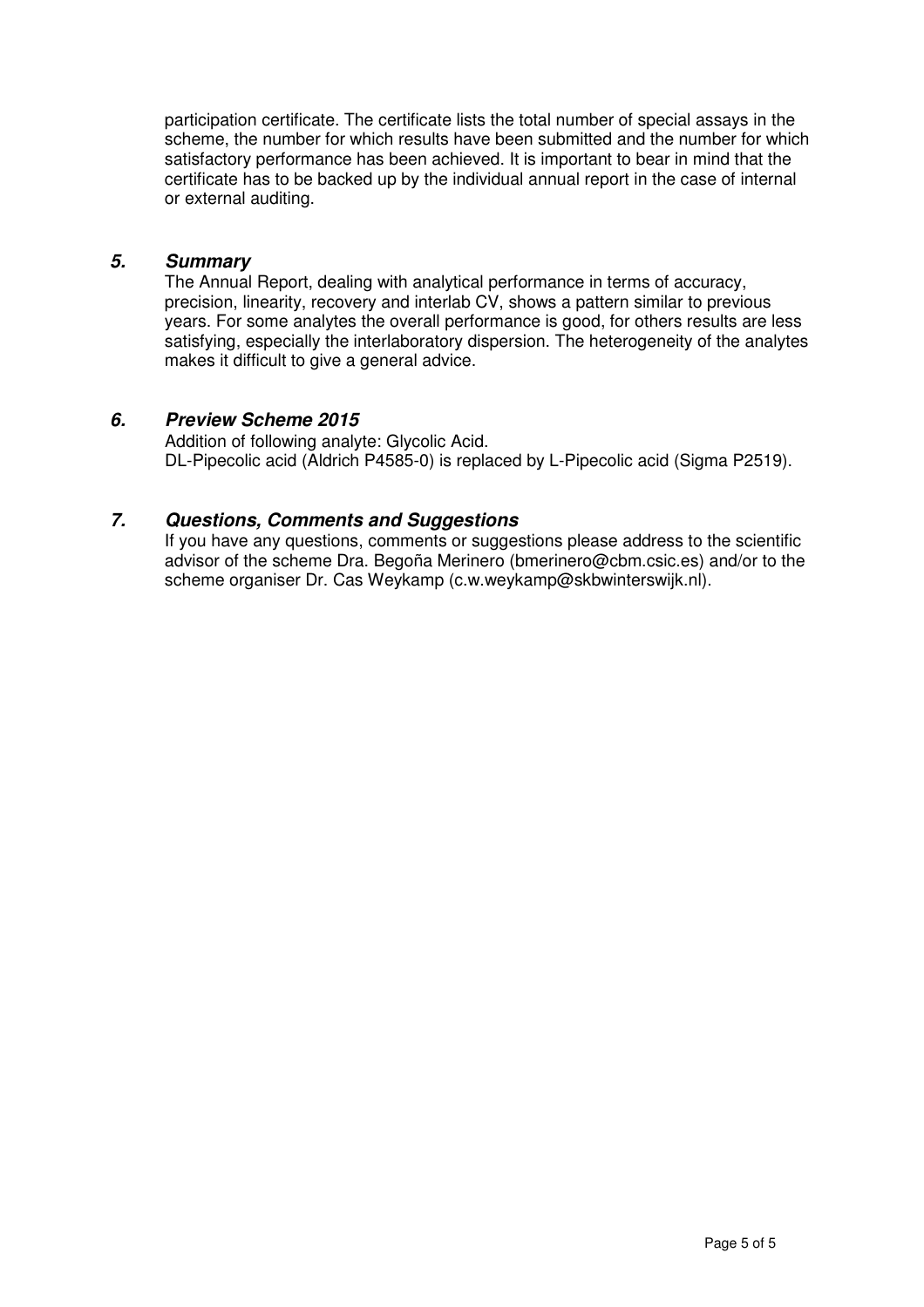participation certificate. The certificate lists the total number of special assays in the scheme, the number for which results have been submitted and the number for which satisfactory performance has been achieved. It is important to bear in mind that the certificate has to be backed up by the individual annual report in the case of internal or external auditing.

## ***5. Summary***

The Annual Report, dealing with analytical performance in terms of accuracy, precision, linearity, recovery and interlab CV, shows a pattern similar to previous years. For some analytes the overall performance is good, for others results are less satisfying, especially the interlaboratory dispersion. The heterogeneity of the analytes makes it difficult to give a general advice.

## ***6. Preview Scheme 2015***

Addition of following analyte: Glycolic Acid.
DL-Pipecolic acid (Aldrich P4585-0) is replaced by L-Pipecolic acid (Sigma P2519).

## ***7. Questions, Comments and Suggestions***

If you have any questions, comments or suggestions please address to the scientific advisor of the scheme Dra. Begoña Merinero (bmerinero@cbm.csic.es) and/or to the scheme organiser Dr. Cas Weykamp (c.w.weykamp@skbwinterswijk.nl).